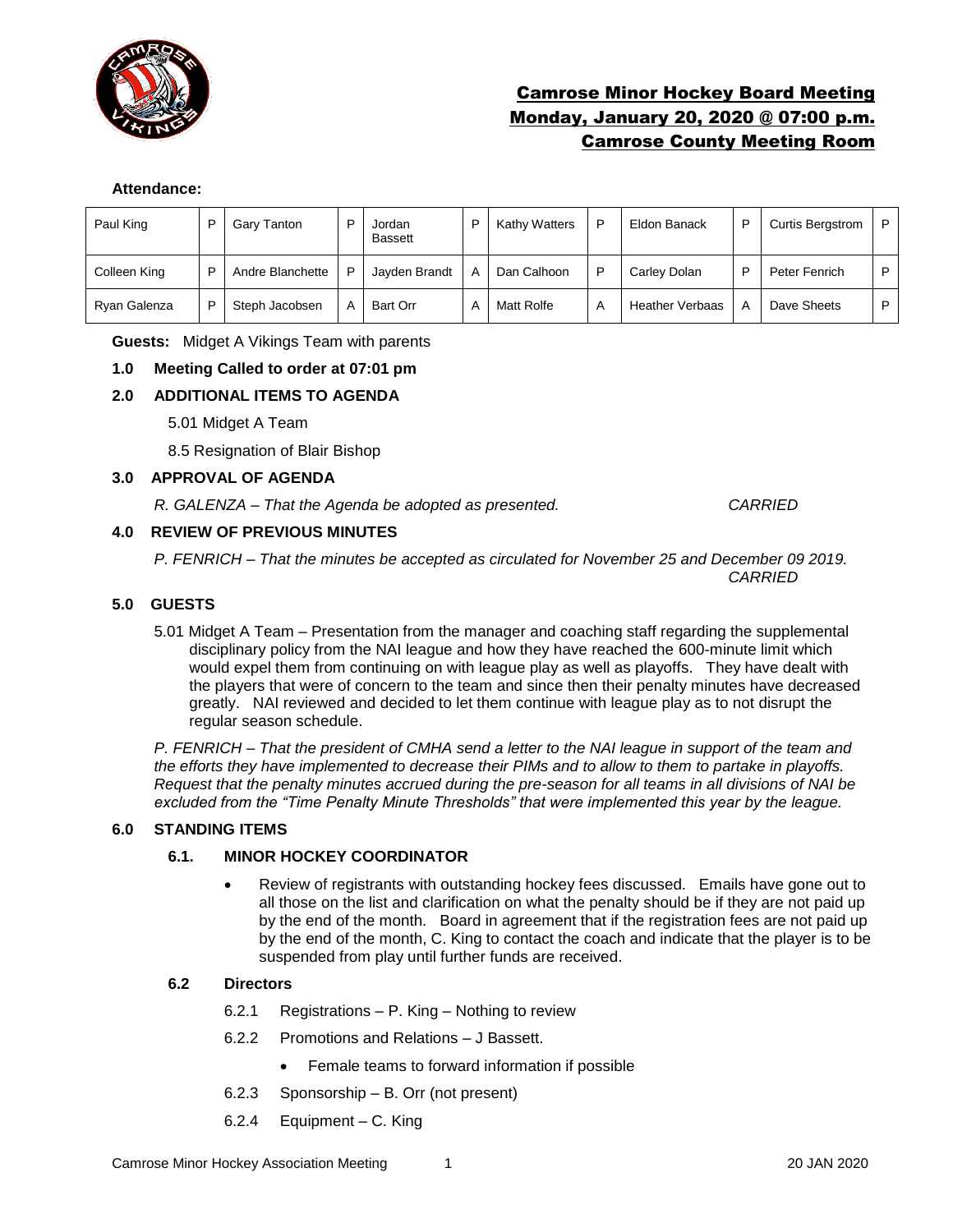# Camrose Minor Hockey Board Meeting
## Monday, January 20, 2020 @ 07:00 p.m.
## Camrose County Meeting Room

**Attendance:**

| | | | | | | | | | | | |
|---|---|---|---|---|---|---|---|---|---|---|---|
| Paul King | P | Gary Tanton | P | Jordan Bassett | P | Kathy Watters | P | Eldon Banack | P | Curtis Bergstrom | P |
| Colleen King | P | Andre Blanchette | P | Jayden Brandt | A | Dan Calhoon | P | Carley Dolan | P | Peter Fenrich | P |
| Ryan Galenza | P | Steph Jacobsen | A | Bart Orr | A | Matt Rolfe | A | Heather Verbaas | A | Dave Sheets | P |

**Guests:** Midget A Vikings Team with parents

**1.0 Meeting Called to order at 07:01 pm**

**2.0 ADDITIONAL ITEMS TO AGENDA**

5.01 Midget A Team

8.5 Resignation of Blair Bishop

**3.0 APPROVAL OF AGENDA**

*R. GALENZA – That the Agenda be adopted as presented.* *CARRIED*

**4.0 REVIEW OF PREVIOUS MINUTES**

*P. FENRICH – That the minutes be accepted as circulated for November 25 and December 09 2019.* *CARRIED*

**5.0 GUESTS**

5.01 Midget A Team – Presentation from the manager and coaching staff regarding the supplemental disciplinary policy from the NAI league and how they have reached the 600-minute limit which would expel them from continuing on with league play as well as playoffs. They have dealt with the players that were of concern to the team and since then their penalty minutes have decreased greatly. NAI reviewed and decided to let them continue with league play as to not disrupt the regular season schedule.

*P. FENRICH – That the president of CMHA send a letter to the NAI league in support of the team and the efforts they have implemented to decrease their PIMs and to allow to them to partake in playoffs. Request that the penalty minutes accrued during the pre-season for all teams in all divisions of NAI be excluded from the "Time Penalty Minute Thresholds" that were implemented this year by the league.*

**6.0 STANDING ITEMS**

**6.1. MINOR HOCKEY COORDINATOR**

- Review of registrants with outstanding hockey fees discussed. Emails have gone out to all those on the list and clarification on what the penalty should be if they are not paid up by the end of the month. Board in agreement that if the registration fees are not paid up by the end of the month, C. King to contact the coach and indicate that the player is to be suspended from play until further funds are received.

**6.2 Directors**

6.2.1 Registrations – P. King – Nothing to review

6.2.2 Promotions and Relations – J Bassett.

- Female teams to forward information if possible

6.2.3 Sponsorship – B. Orr (not present)

6.2.4 Equipment – C. King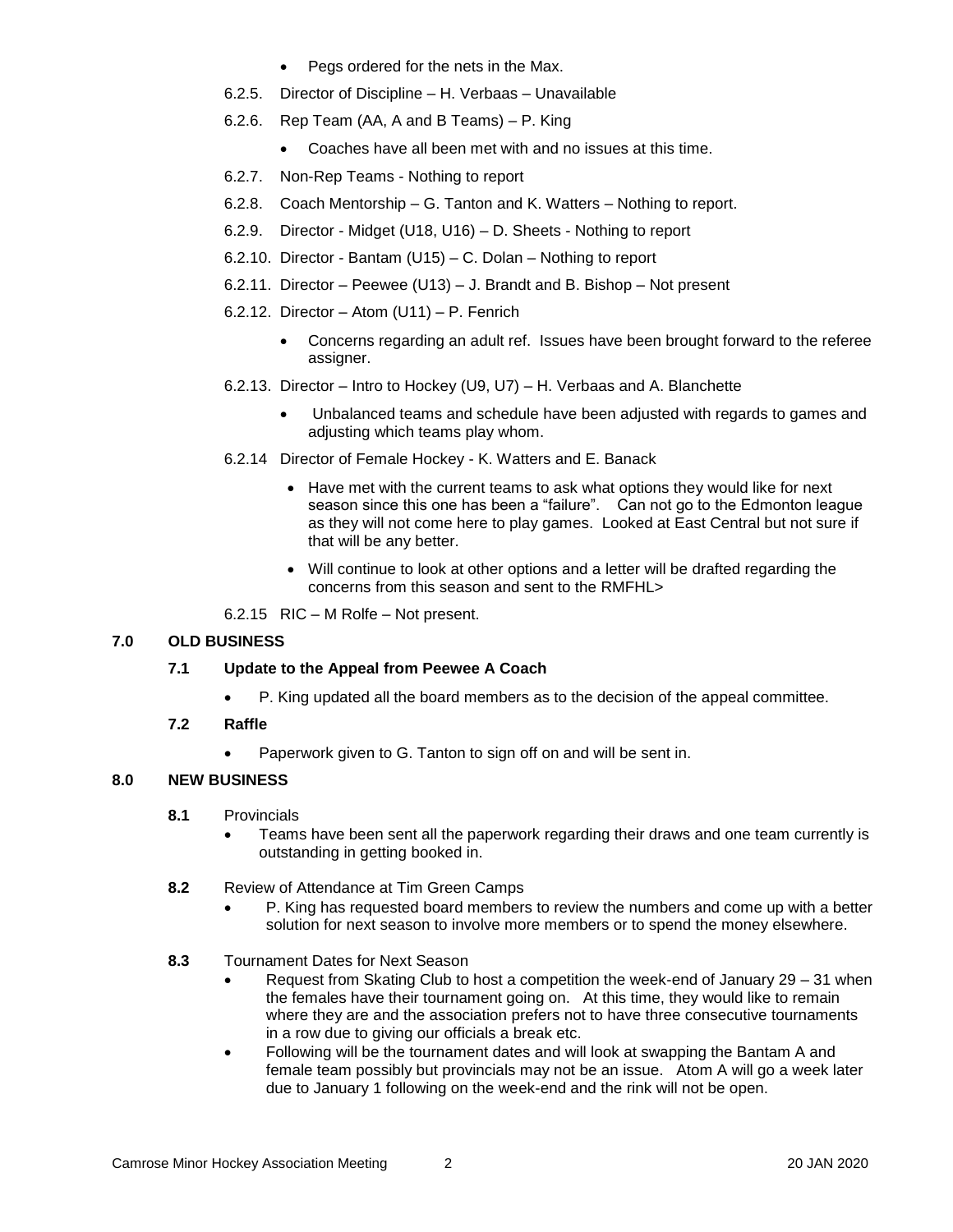- Pegs ordered for the nets in the Max.

6.2.5. Director of Discipline – H. Verbaas – Unavailable

6.2.6. Rep Team (AA, A and B Teams) – P. King

- Coaches have all been met with and no issues at this time.

6.2.7. Non-Rep Teams - Nothing to report

6.2.8. Coach Mentorship – G. Tanton and K. Watters – Nothing to report.

6.2.9. Director - Midget (U18, U16) – D. Sheets - Nothing to report

6.2.10. Director - Bantam (U15) – C. Dolan – Nothing to report

6.2.11. Director – Peewee (U13) – J. Brandt and B. Bishop – Not present

6.2.12. Director – Atom (U11) – P. Fenrich

- Concerns regarding an adult ref. Issues have been brought forward to the referee assigner.

6.2.13. Director – Intro to Hockey (U9, U7) – H. Verbaas and A. Blanchette

- Unbalanced teams and schedule have been adjusted with regards to games and adjusting which teams play whom.

6.2.14 Director of Female Hockey - K. Watters and E. Banack

- Have met with the current teams to ask what options they would like for next season since this one has been a "failure". Can not go to the Edmonton league as they will not come here to play games. Looked at East Central but not sure if that will be any better.
- Will continue to look at other options and a letter will be drafted regarding the concerns from this season and sent to the RMFHL>

6.2.15 RIC – M Rolfe – Not present.

## 7.0 OLD BUSINESS

### 7.1 Update to the Appeal from Peewee A Coach

- P. King updated all the board members as to the decision of the appeal committee.

### 7.2 Raffle

- Paperwork given to G. Tanton to sign off on and will be sent in.

## 8.0 NEW BUSINESS

**8.1** Provincials

- Teams have been sent all the paperwork regarding their draws and one team currently is outstanding in getting booked in.

**8.2** Review of Attendance at Tim Green Camps

- P. King has requested board members to review the numbers and come up with a better solution for next season to involve more members or to spend the money elsewhere.

**8.3** Tournament Dates for Next Season

- Request from Skating Club to host a competition the week-end of January 29 – 31 when the females have their tournament going on. At this time, they would like to remain where they are and the association prefers not to have three consecutive tournaments in a row due to giving our officials a break etc.
- Following will be the tournament dates and will look at swapping the Bantam A and female team possibly but provincials may not be an issue. Atom A will go a week later due to January 1 following on the week-end and the rink will not be open.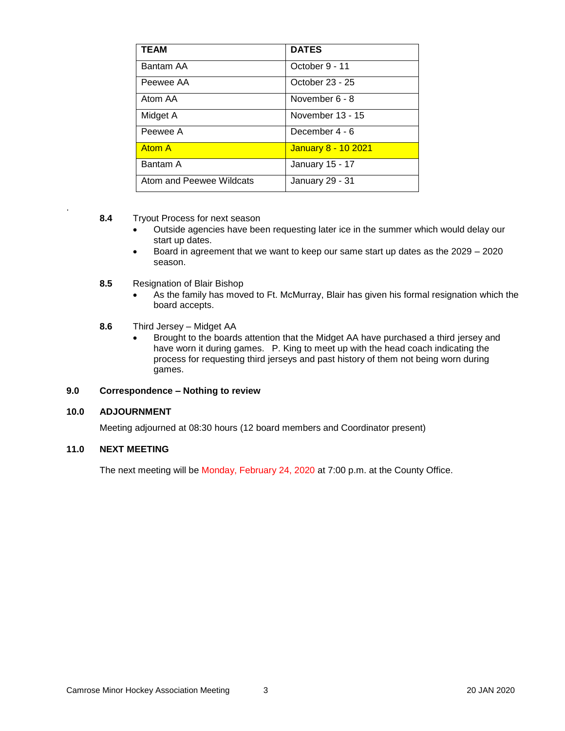| TEAM | DATES |
|---|---|
| Bantam AA | October 9 - 11 |
| Peewee AA | October 23 - 25 |
| Atom AA | November 6 - 8 |
| Midget A | November 13 - 15 |
| Peewee A | December 4 - 6 |
| Atom A | January 8 - 10 2021 |
| Bantam A | January 15 - 17 |
| Atom and Peewee Wildcats | January 29 - 31 |

.

**8.4** Tryout Process for next season

- Outside agencies have been requesting later ice in the summer which would delay our start up dates.
- Board in agreement that we want to keep our same start up dates as the 2029 – 2020 season.

**8.5** Resignation of Blair Bishop

- As the family has moved to Ft. McMurray, Blair has given his formal resignation which the board accepts.

**8.6** Third Jersey – Midget AA

- Brought to the boards attention that the Midget AA have purchased a third jersey and have worn it during games. P. King to meet up with the head coach indicating the process for requesting third jerseys and past history of them not being worn during games.

## 9.0 Correspondence – Nothing to review

## 10.0 ADJOURNMENT

Meeting adjourned at 08:30 hours (12 board members and Coordinator present)

## 11.0 NEXT MEETING

The next meeting will be Monday, February 24, 2020 at 7:00 p.m. at the County Office.